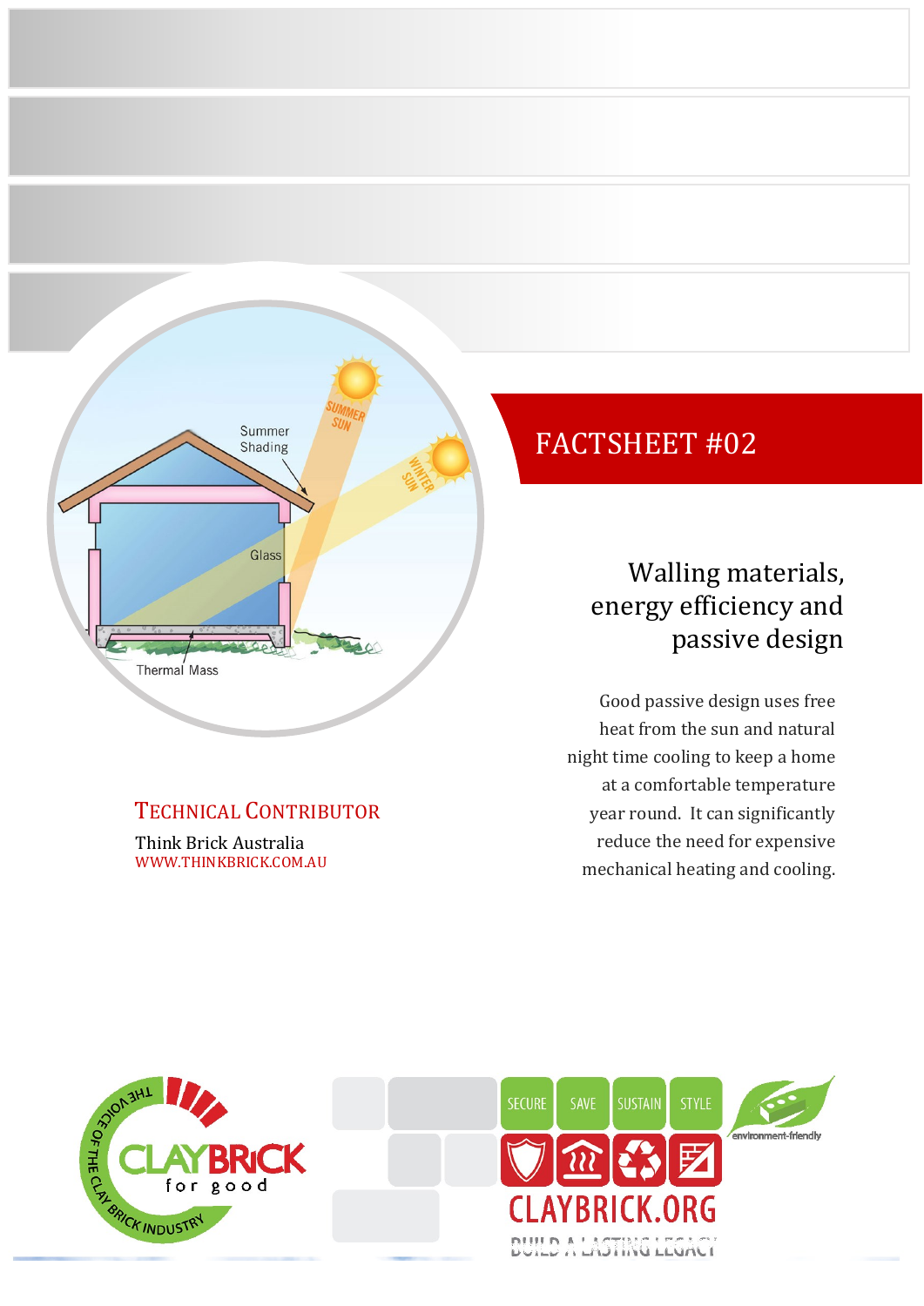# FACTSHEET #02

## Walling materials, energy efficiency and passive design

Good passive design uses free heat from the sun and natural night time cooling to keep a home at a comfortable temperature year round. It can significantly reduce the need for expensive mechanical heating and cooling.

**TECHNICAL CONTRIBUTOR**

Think Brick Australia
WWW.THINKBRICK.COM.AU

SECURE SAVE SUSTAIN STYLE

CLAYBRICK.ORG

BUILD A LASTING LEGACY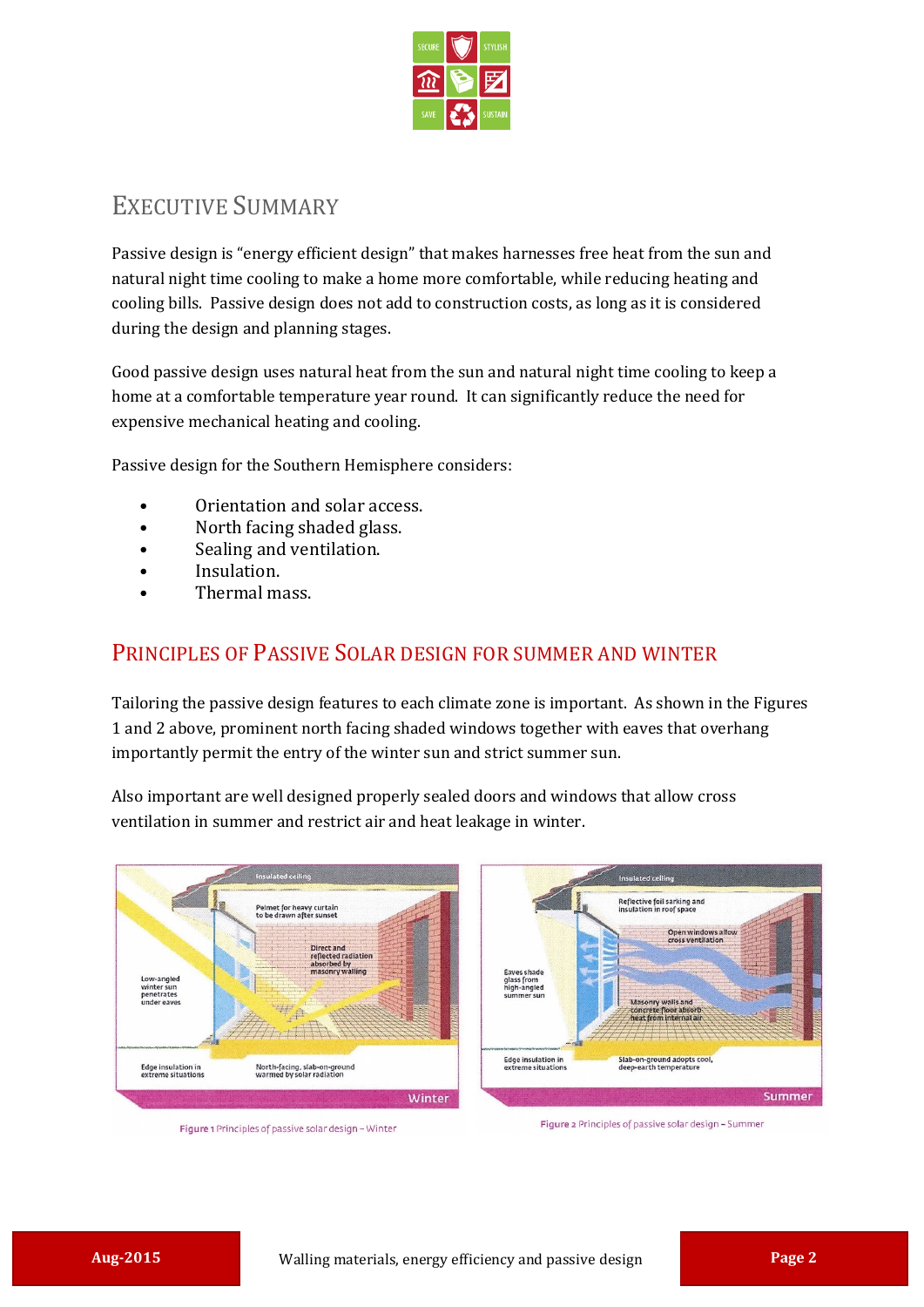# Executive Summary

Passive design is "energy efficient design" that makes harnesses free heat from the sun and natural night time cooling to make a home more comfortable, while reducing heating and cooling bills. Passive design does not add to construction costs, as long as it is considered during the design and planning stages.

Good passive design uses natural heat from the sun and natural night time cooling to keep a home at a comfortable temperature year round. It can significantly reduce the need for expensive mechanical heating and cooling.

Passive design for the Southern Hemisphere considers:

- Orientation and solar access.
- North facing shaded glass.
- Sealing and ventilation.
- Insulation.
- Thermal mass.

## Principles of Passive Solar Design for Summer and Winter

Tailoring the passive design features to each climate zone is important. As shown in the Figures 1 and 2 above, prominent north facing shaded windows together with eaves that overhang importantly permit the entry of the winter sun and strict summer sun.

Also important are well designed properly sealed doors and windows that allow cross ventilation in summer and restrict air and heat leakage in winter.

Figure 1 Principles of passive solar design – Winter

Figure 2 Principles of passive solar design – Summer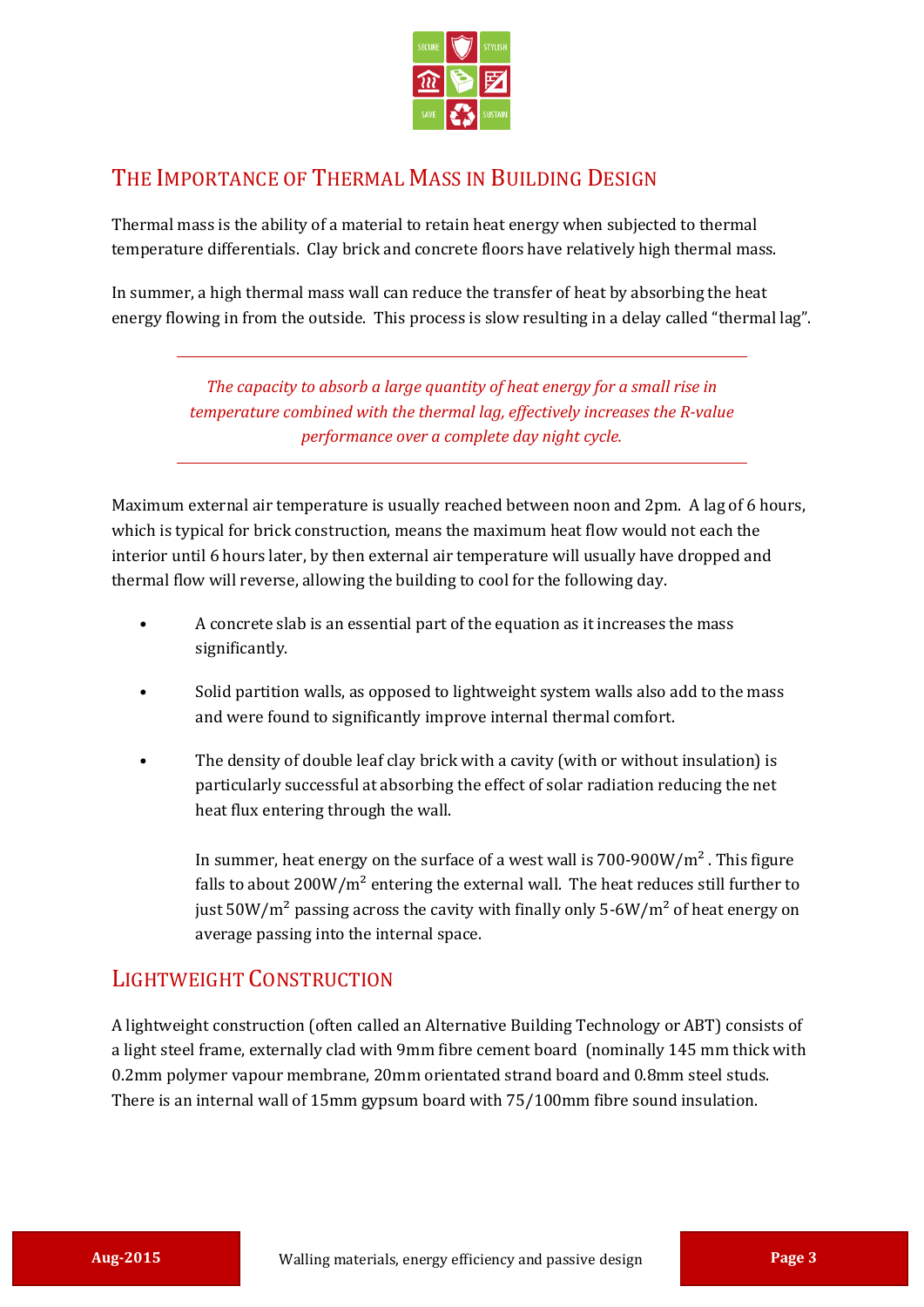## The Importance of Thermal Mass in Building Design

Thermal mass is the ability of a material to retain heat energy when subjected to thermal temperature differentials. Clay brick and concrete floors have relatively high thermal mass.

In summer, a high thermal mass wall can reduce the transfer of heat by absorbing the heat energy flowing in from the outside. This process is slow resulting in a delay called "thermal lag".

---

*The capacity to absorb a large quantity of heat energy for a small rise in temperature combined with the thermal lag, effectively increases the R-value performance over a complete day night cycle.*

---

Maximum external air temperature is usually reached between noon and 2pm. A lag of 6 hours, which is typical for brick construction, means the maximum heat flow would not each the interior until 6 hours later, by then external air temperature will usually have dropped and thermal flow will reverse, allowing the building to cool for the following day.

- A concrete slab is an essential part of the equation as it increases the mass significantly.
- Solid partition walls, as opposed to lightweight system walls also add to the mass and were found to significantly improve internal thermal comfort.
- The density of double leaf clay brick with a cavity (with or without insulation) is particularly successful at absorbing the effect of solar radiation reducing the net heat flux entering through the wall.

  In summer, heat energy on the surface of a west wall is 700-900W/$m^2$ . This figure falls to about 200W/$m^2$ entering the external wall. The heat reduces still further to just 50W/$m^2$ passing across the cavity with finally only 5-6W/$m^2$ of heat energy on average passing into the internal space.

## Lightweight Construction

A lightweight construction (often called an Alternative Building Technology or ABT) consists of a light steel frame, externally clad with 9mm fibre cement board (nominally 145 mm thick with 0.2mm polymer vapour membrane, 20mm orientated strand board and 0.8mm steel studs. There is an internal wall of 15mm gypsum board with 75/100mm fibre sound insulation.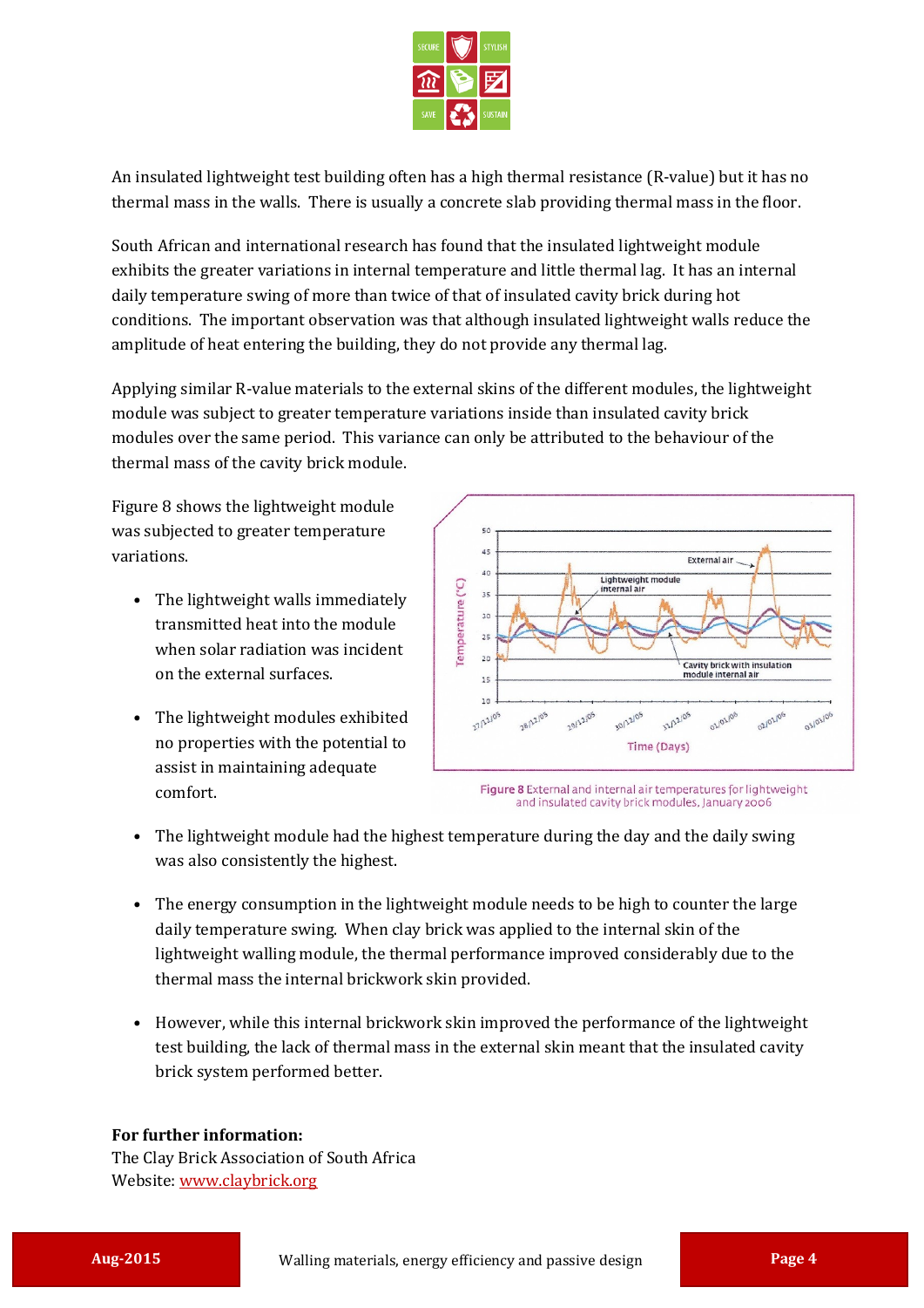An insulated lightweight test building often has a high thermal resistance (R-value) but it has no thermal mass in the walls. There is usually a concrete slab providing thermal mass in the floor.

South African and international research has found that the insulated lightweight module exhibits the greater variations in internal temperature and little thermal lag. It has an internal daily temperature swing of more than twice of that of insulated cavity brick during hot conditions. The important observation was that although insulated lightweight walls reduce the amplitude of heat entering the building, they do not provide any thermal lag.

Applying similar R-value materials to the external skins of the different modules, the lightweight module was subject to greater temperature variations inside than insulated cavity brick modules over the same period. This variance can only be attributed to the behaviour of the thermal mass of the cavity brick module.

Figure 8 shows the lightweight module was subjected to greater temperature variations.

- The lightweight walls immediately transmitted heat into the module when solar radiation was incident on the external surfaces.
- The lightweight modules exhibited no properties with the potential to assist in maintaining adequate comfort.

Temperature (°C)
50
45
40
35
30
25
20
15
10
External air
Lightweight module internal air
Cavity brick with insulation module internal air
27/12/05
28/12/05
29/12/05
30/12/05
31/12/05
01/01/06
02/01/06
03/01/06
Time (Days)

**Figure 8** External and internal air temperatures for lightweight and insulated cavity brick modules, January 2006

- The lightweight module had the highest temperature during the day and the daily swing was also consistently the highest.
- The energy consumption in the lightweight module needs to be high to counter the large daily temperature swing. When clay brick was applied to the internal skin of the lightweight walling module, the thermal performance improved considerably due to the thermal mass the internal brickwork skin provided.
- However, while this internal brickwork skin improved the performance of the lightweight test building, the lack of thermal mass in the external skin meant that the insulated cavity brick system performed better.

**For further information:**
The Clay Brick Association of South Africa
Website: www.claybrick.org